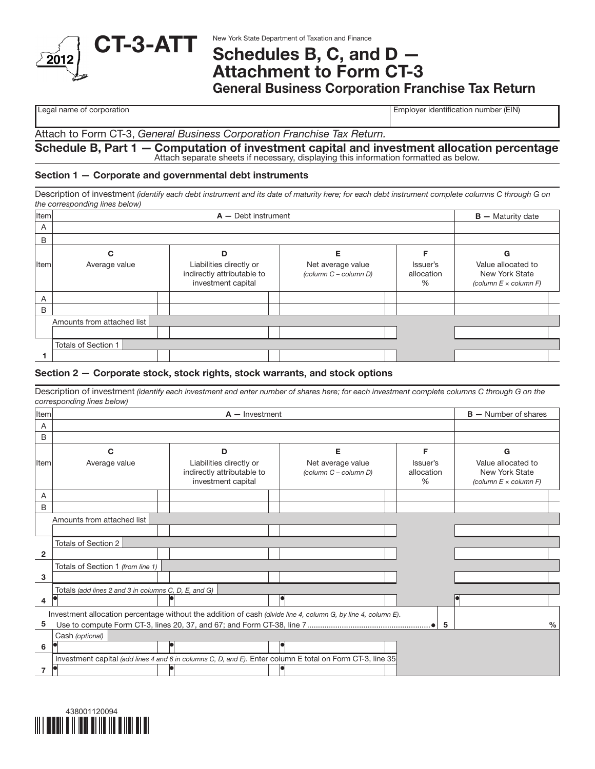# CT-3-ATT

2012

New York State Department of Taxation and Finance

## Schedules B, C, and D — Attachment to Form CT-3

### General Business Corporation Franchise Tax Return

| Legal name of corporation | Employer identification number (EIN) |
|---|---|
| | |

Attach to Form CT-3, *General Business Corporation Franchise Tax Return.*

## Schedule B, Part 1 — Computation of investment capital and investment allocation percentage

Attach separate sheets if necessary, displaying this information formatted as below.

### Section 1 — Corporate and governmental debt instruments

Description of investment *(identify each debt instrument and its date of maturity here; for each debt instrument complete columns C through G on the corresponding lines below)*

| Item | A — Debt instrument | B — Maturity date |
|---|---|---|
| A | | |
| B | | |

| Item | C Average value | D Liabilities directly or indirectly attributable to investment capital | E Net average value *(column C – column D)* | F Issuer's allocation % | G Value allocated to New York State *(column E × column F)* |
|---|---|---|---|---|---|
| A | | | | | |
| B | | | | | |
| Amounts from attached list | | | | | |
| 1 Totals of Section 1 | | | | | |

### Section 2 — Corporate stock, stock rights, stock warrants, and stock options

Description of investment *(identify each investment and enter number of shares here; for each investment complete columns C through G on the corresponding lines below)*

| Item | A — Investment | B — Number of shares |
|---|---|---|
| A | | |
| B | | |

| Item | C Average value | D Liabilities directly or indirectly attributable to investment capital | E Net average value *(column C – column D)* | F Issuer's allocation % | G Value allocated to New York State *(column E × column F)* |
|---|---|---|---|---|---|
| A | | | | | |
| B | | | | | |
| Amounts from attached list | | | | | |
| 2 Totals of Section 2 | | | | | |
| 3 Totals of Section 1 *(from line 1)* | | | | | |
| 4 Totals *(add lines 2 and 3 in columns C, D, E, and G)* | ● | ● | ● | | ● |

5 Investment allocation percentage without the addition of cash *(divide line 4, column G, by line 4, column E)*. Use to compute Form CT-3, lines 20, 37, and 67; and Form CT-38, line 7 ● **5** ______ %

| Line | C | D | E |
|---|---|---|---|
| 6 Cash *(optional)* | ● | ● | ● |
| 7 Investment capital *(add lines 4 and 6 in columns C, D, and E)*. Enter column E total on Form CT-3, line 35 | ● | ● | ● |

438001120094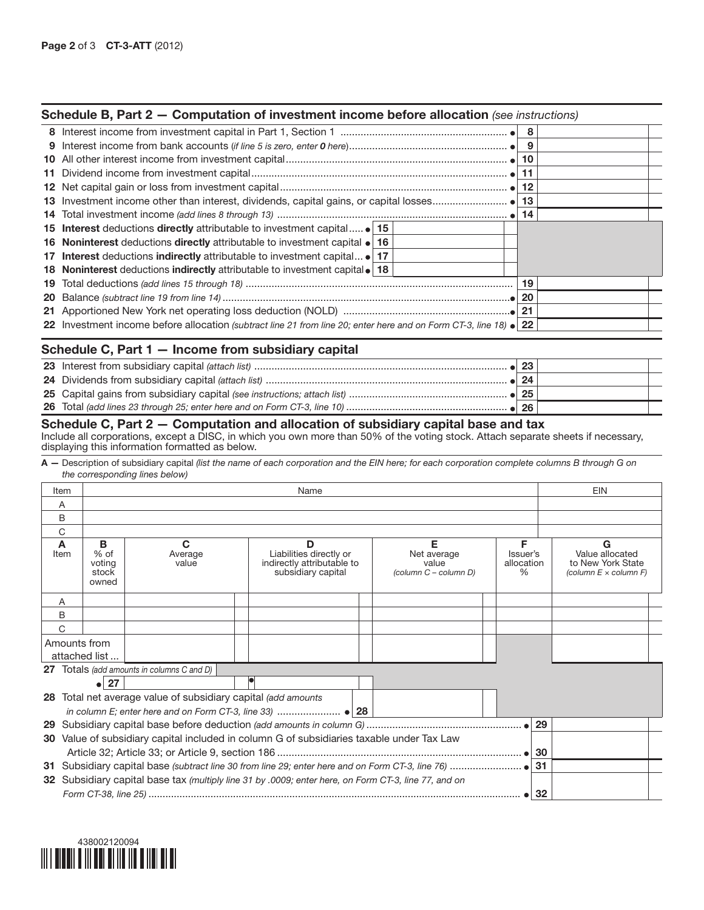## Schedule B, Part 2 — Computation of investment income before allocation *(see instructions)*

| Line | Description | | Amount |
|---|---|---|---|
| 8 | Interest income from investment capital in Part 1, Section 1 | 8 | |
| 9 | Interest income from bank accounts *(if line 5 is zero, enter **0** here)* | 9 | |
| 10 | All other interest income from investment capital | 10 | |
| 11 | Dividend income from investment capital | 11 | |
| 12 | Net capital gain or loss from investment capital | 12 | |
| 13 | Investment income other than interest, dividends, capital gains, or capital losses | 13 | |
| 14 | Total investment income *(add lines 8 through 13)* | 14 | |
| 15 | **Interest** deductions **directly** attributable to investment capital | 15 | |
| 16 | **Noninterest** deductions **directly** attributable to investment capital | 16 | |
| 17 | **Interest** deductions **indirectly** attributable to investment capital | 17 | |
| 18 | **Noninterest** deductions **indirectly** attributable to investment capital | 18 | |
| 19 | Total deductions *(add lines 15 through 18)* | 19 | |
| 20 | Balance *(subtract line 19 from line 14)* | 20 | |
| 21 | Apportioned New York net operating loss deduction (NOLD) | 21 | |
| 22 | Investment income before allocation *(subtract line 21 from line 20; enter here and on Form CT-3, line 18)* | 22 | |

## Schedule C, Part 1 — Income from subsidiary capital

| Line | Description | | Amount |
|---|---|---|---|
| 23 | Interest from subsidiary capital *(attach list)* | 23 | |
| 24 | Dividends from subsidiary capital *(attach list)* | 24 | |
| 25 | Capital gains from subsidiary capital *(see instructions; attach list)* | 25 | |
| 26 | Total *(add lines 23 through 25; enter here and on Form CT-3, line 10)* | 26 | |

## Schedule C, Part 2 — Computation and allocation of subsidiary capital base and tax

Include all corporations, except a DISC, in which you own more than 50% of the voting stock. Attach separate sheets if necessary, displaying this information formatted as below.

**A —** Description of subsidiary capital *(list the name of each corporation and the EIN here; for each corporation complete columns B through G on the corresponding lines below)*

| Item | Name | EIN |
|---|---|---|
| A | | |
| B | | |
| C | | |

| A Item | B % of voting stock owned | C Average value | D Liabilities directly or indirectly attributable to subsidiary capital | E Net average value *(column C – column D)* | F Issuer's allocation % | G Value allocated to New York State *(column E × column F)* |
|---|---|---|---|---|---|---|
| A | | | | | | |
| B | | | | | | |
| C | | | | | | |
| Amounts from attached list ... | | | | | | |
| **27** Totals *(add amounts in columns C and D)* | 27 | | | | | |

| Line | Description | | Amount |
|---|---|---|---|
| 28 | Total net average value of subsidiary capital *(add amounts in column E; enter here and on Form CT-3, line 33)* | 28 | |
| 29 | Subsidiary capital base before deduction *(add amounts in column G)* | 29 | |
| 30 | Value of subsidiary capital included in column G of subsidiaries taxable under Tax Law Article 32; Article 33; or Article 9, section 186 | 30 | |
| 31 | Subsidiary capital base *(subtract line 30 from line 29; enter here and on Form CT-3, line 76)* | 31 | |
| 32 | Subsidiary capital base tax *(multiply line 31 by .0009; enter here, on Form CT-3, line 77, and on Form CT-38, line 25)* | 32 | |

438002120094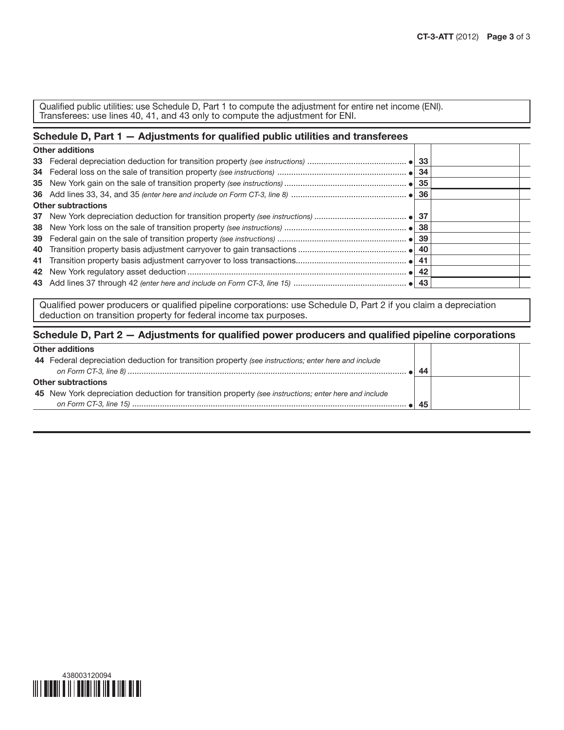Qualified public utilities: use Schedule D, Part 1 to compute the adjustment for entire net income (ENI).
Transferees: use lines 40, 41, and 43 only to compute the adjustment for ENI.

## Schedule D, Part 1 — Adjustments for qualified public utilities and transferees

| | | |
|---|---|---|
| **Other additions** | | |
| 33 Federal depreciation deduction for transition property *(see instructions)* | 33 | |
| 34 Federal loss on the sale of transition property *(see instructions)* | 34 | |
| 35 New York gain on the sale of transition property *(see instructions)* | 35 | |
| 36 Add lines 33, 34, and 35 *(enter here and include on Form CT-3, line 8)* | 36 | |
| **Other subtractions** | | |
| 37 New York depreciation deduction for transition property *(see instructions)* | 37 | |
| 38 New York loss on the sale of transition property *(see instructions)* | 38 | |
| 39 Federal gain on the sale of transition property *(see instructions)* | 39 | |
| 40 Transition property basis adjustment carryover to gain transactions | 40 | |
| 41 Transition property basis adjustment carryover to loss transactions | 41 | |
| 42 New York regulatory asset deduction | 42 | |
| 43 Add lines 37 through 42 *(enter here and include on Form CT-3, line 15)* | 43 | |

Qualified power producers or qualified pipeline corporations: use Schedule D, Part 2 if you claim a depreciation deduction on transition property for federal income tax purposes.

## Schedule D, Part 2 — Adjustments for qualified power producers and qualified pipeline corporations

| | | |
|---|---|---|
| **Other additions** | | |
| 44 Federal depreciation deduction for transition property *(see instructions; enter here and include on Form CT-3, line 8)* | 44 | |
| **Other subtractions** | | |
| 45 New York depreciation deduction for transition property *(see instructions; enter here and include on Form CT-3, line 15)* | 45 | |

438003120094